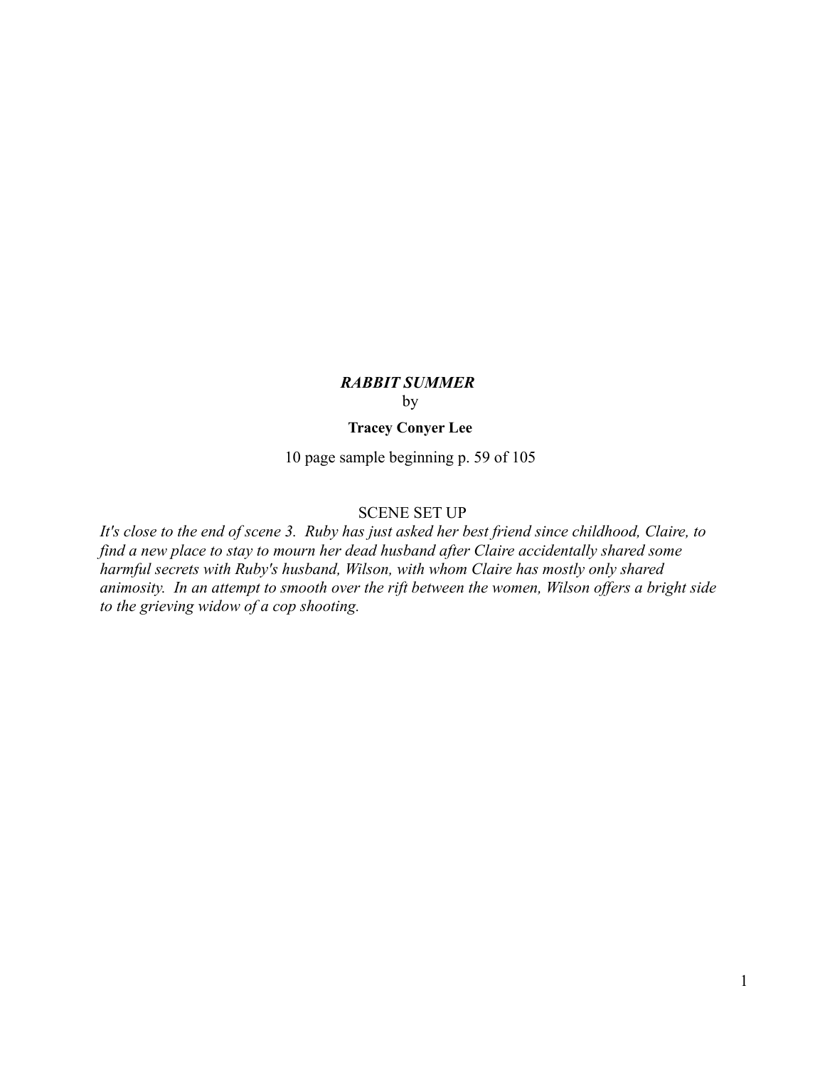***RABBIT SUMMER***

by

**Tracey Conyer Lee**

10 page sample beginning p. 59 of 105

SCENE SET UP

*It's close to the end of scene 3. Ruby has just asked her best friend since childhood, Claire, to find a new place to stay to mourn her dead husband after Claire accidentally shared some harmful secrets with Ruby's husband, Wilson, with whom Claire has mostly only shared animosity. In an attempt to smooth over the rift between the women, Wilson offers a bright side to the grieving widow of a cop shooting.*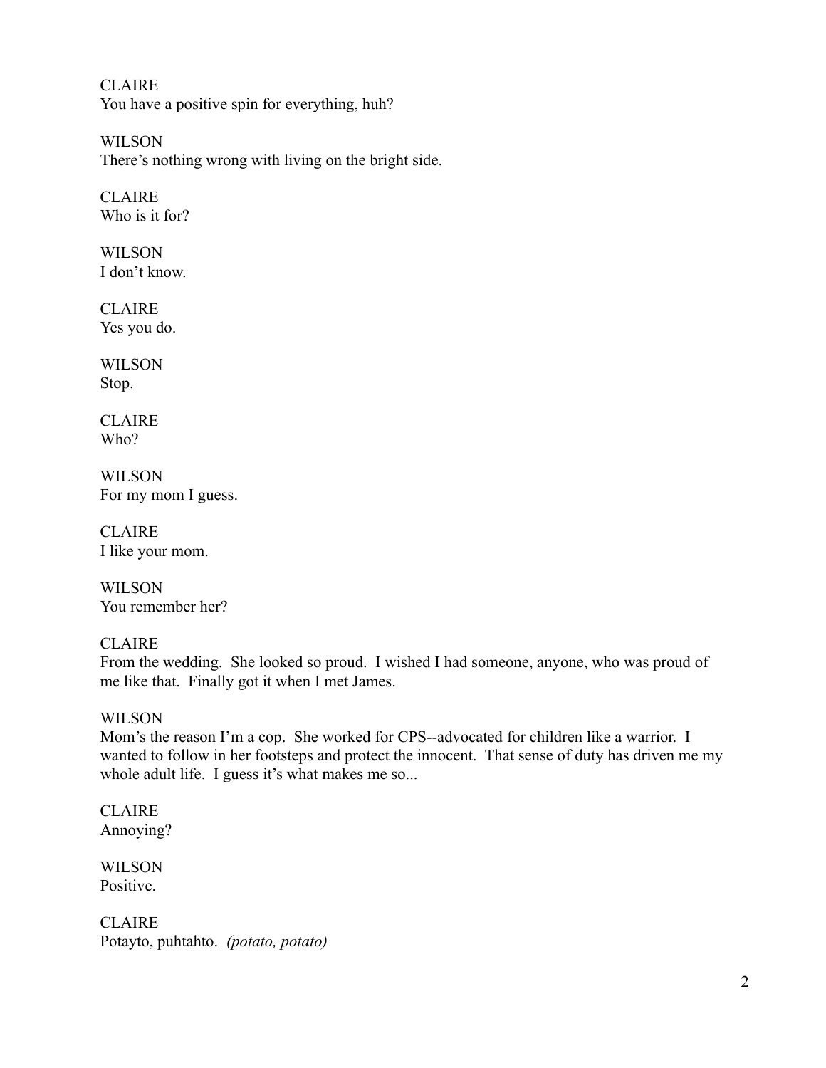CLAIRE
You have a positive spin for everything, huh?

WILSON
There's nothing wrong with living on the bright side.

CLAIRE
Who is it for?

WILSON
I don't know.

CLAIRE
Yes you do.

WILSON
Stop.

CLAIRE
Who?

WILSON
For my mom I guess.

CLAIRE
I like your mom.

WILSON
You remember her?

CLAIRE
From the wedding. She looked so proud. I wished I had someone, anyone, who was proud of me like that. Finally got it when I met James.

WILSON
Mom's the reason I'm a cop. She worked for CPS--advocated for children like a warrior. I wanted to follow in her footsteps and protect the innocent. That sense of duty has driven me my whole adult life. I guess it's what makes me so...

CLAIRE
Annoying?

WILSON
Positive.

CLAIRE
Potayto, puhtahto. *(potato, potato)*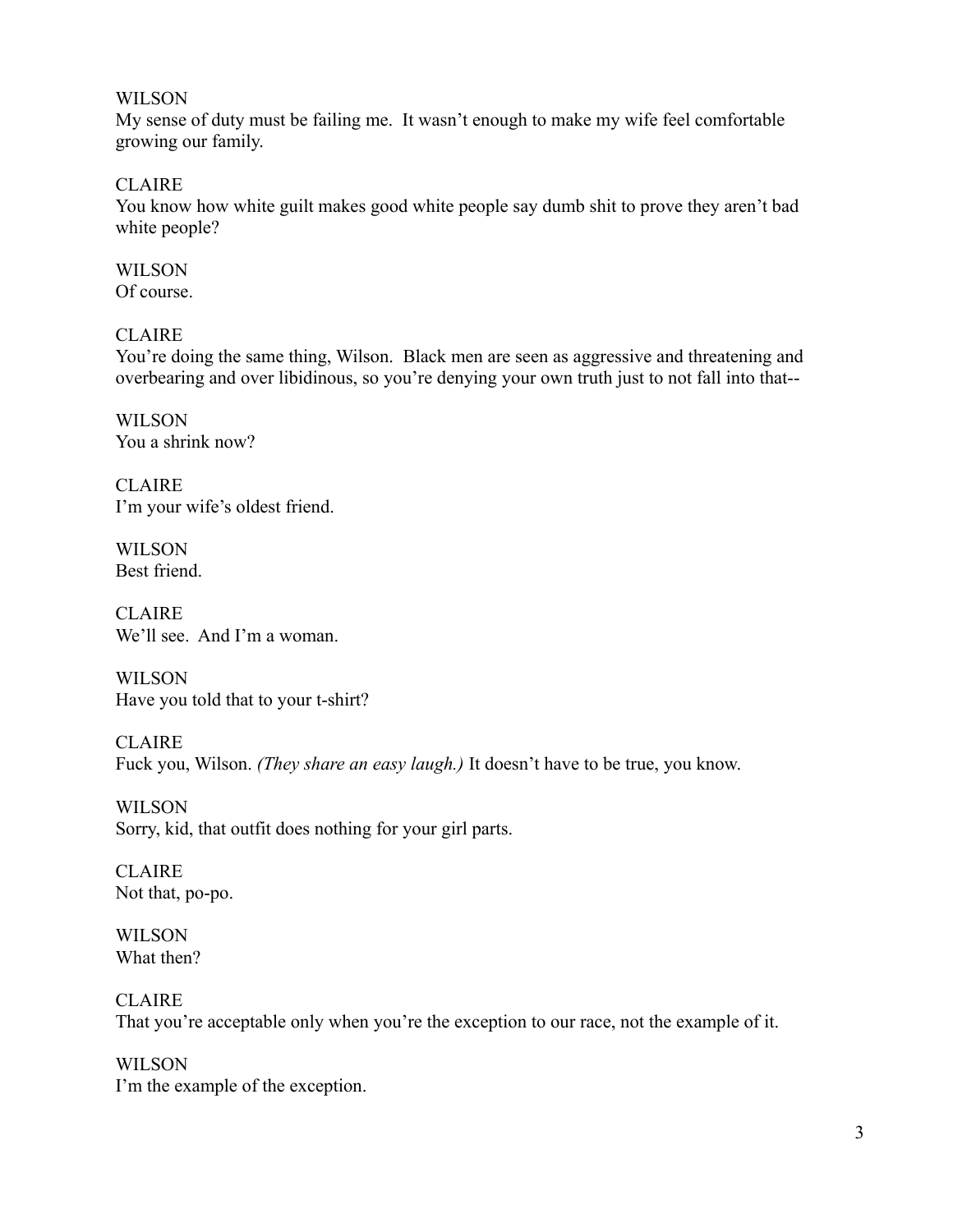WILSON
My sense of duty must be failing me. It wasn't enough to make my wife feel comfortable growing our family.

CLAIRE
You know how white guilt makes good white people say dumb shit to prove they aren't bad white people?

WILSON
Of course.

CLAIRE
You're doing the same thing, Wilson. Black men are seen as aggressive and threatening and overbearing and over libidinous, so you're denying your own truth just to not fall into that--

WILSON
You a shrink now?

CLAIRE
I'm your wife's oldest friend.

WILSON
Best friend.

CLAIRE
We'll see. And I'm a woman.

WILSON
Have you told that to your t-shirt?

CLAIRE
Fuck you, Wilson. *(They share an easy laugh.)* It doesn't have to be true, you know.

WILSON
Sorry, kid, that outfit does nothing for your girl parts.

CLAIRE
Not that, po-po.

WILSON
What then?

CLAIRE
That you're acceptable only when you're the exception to our race, not the example of it.

WILSON
I'm the example of the exception.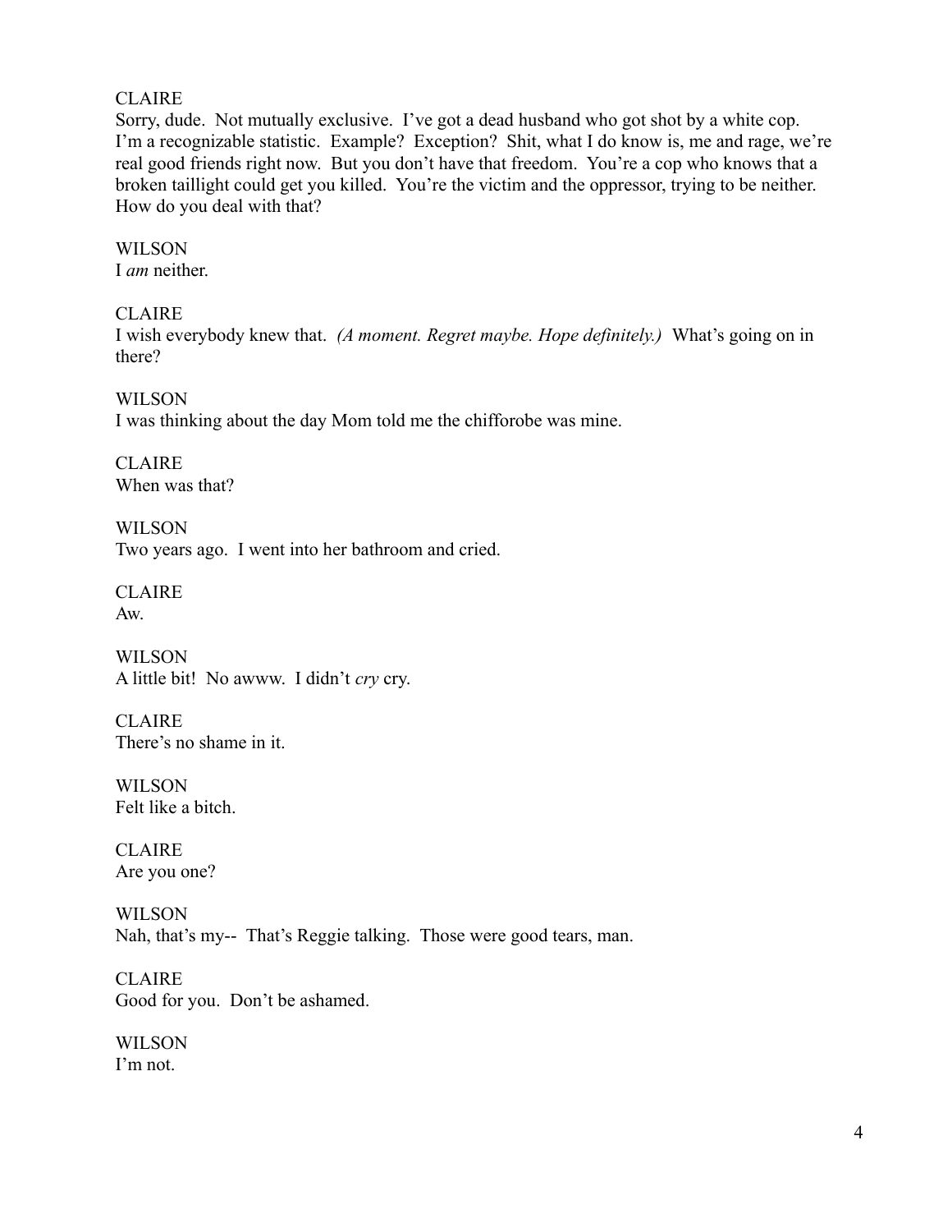CLAIRE
Sorry, dude. Not mutually exclusive. I've got a dead husband who got shot by a white cop. I'm a recognizable statistic. Example? Exception? Shit, what I do know is, me and rage, we're real good friends right now. But you don't have that freedom. You're a cop who knows that a broken taillight could get you killed. You're the victim and the oppressor, trying to be neither. How do you deal with that?

WILSON
I *am* neither.

CLAIRE
I wish everybody knew that. *(A moment. Regret maybe. Hope definitely.)* What's going on in there?

WILSON
I was thinking about the day Mom told me the chifforobe was mine.

CLAIRE
When was that?

WILSON
Two years ago. I went into her bathroom and cried.

CLAIRE
Aw.

WILSON
A little bit! No awww. I didn't *cry* cry.

CLAIRE
There's no shame in it.

WILSON
Felt like a bitch.

CLAIRE
Are you one?

WILSON
Nah, that's my-- That's Reggie talking. Those were good tears, man.

CLAIRE
Good for you. Don't be ashamed.

WILSON
I'm not.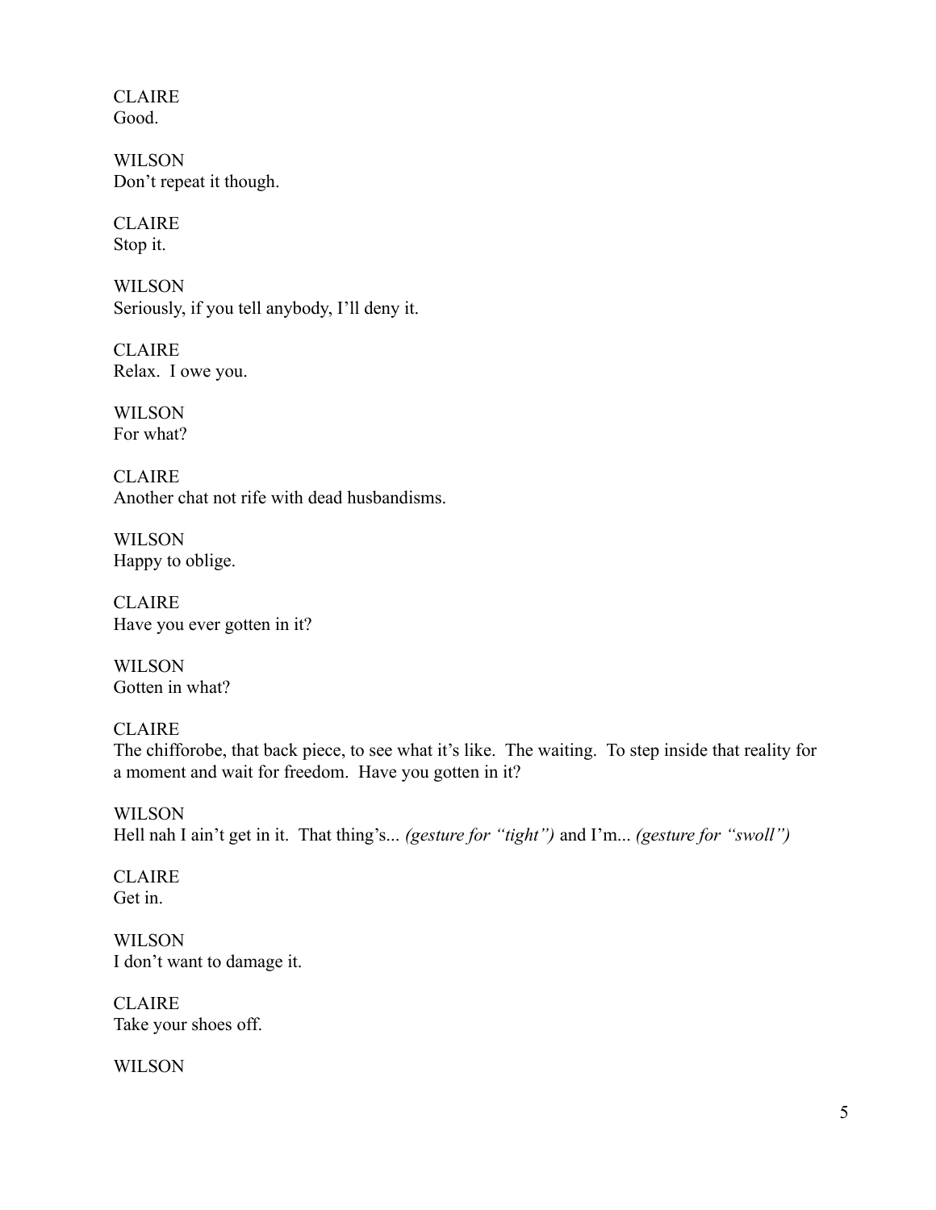CLAIRE
Good.

WILSON
Don't repeat it though.

CLAIRE
Stop it.

WILSON
Seriously, if you tell anybody, I'll deny it.

CLAIRE
Relax.  I owe you.

WILSON
For what?

CLAIRE
Another chat not rife with dead husbandisms.

WILSON
Happy to oblige.

CLAIRE
Have you ever gotten in it?

WILSON
Gotten in what?

CLAIRE
The chifforobe, that back piece, to see what it's like.  The waiting.  To step inside that reality for a moment and wait for freedom.  Have you gotten in it?

WILSON
Hell nah I ain't get in it.  That thing's... *(gesture for "tight")* and I'm... *(gesture for "swoll")*

CLAIRE
Get in.

WILSON
I don't want to damage it.

CLAIRE
Take your shoes off.

WILSON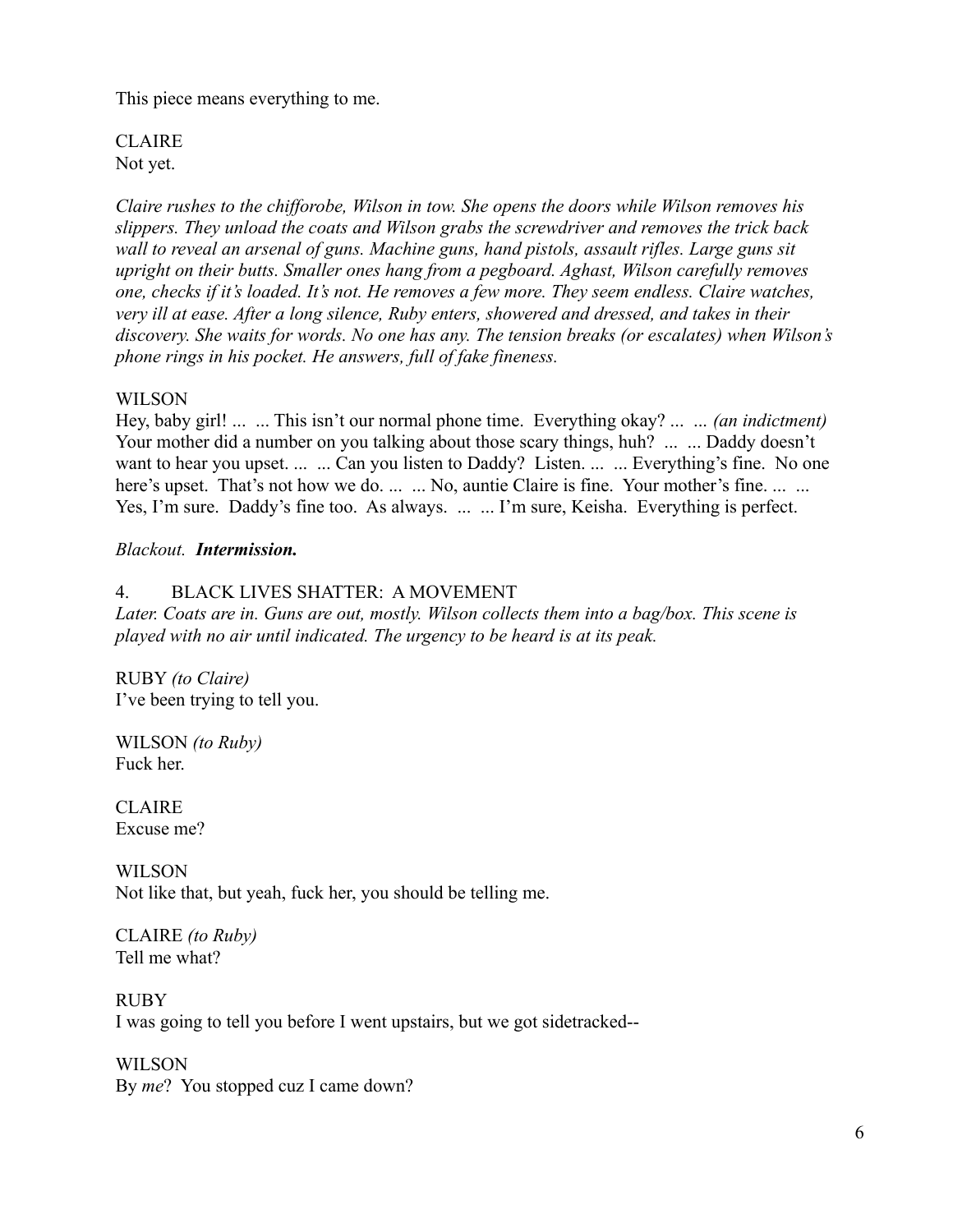This piece means everything to me.

CLAIRE
Not yet.

*Claire rushes to the chifforobe, Wilson in tow. She opens the doors while Wilson removes his slippers. They unload the coats and Wilson grabs the screwdriver and removes the trick back wall to reveal an arsenal of guns. Machine guns, hand pistols, assault rifles. Large guns sit upright on their butts. Smaller ones hang from a pegboard. Aghast, Wilson carefully removes one, checks if it's loaded. It's not. He removes a few more. They seem endless. Claire watches, very ill at ease. After a long silence, Ruby enters, showered and dressed, and takes in their discovery. She waits for words. No one has any. The tension breaks (or escalates) when Wilson's phone rings in his pocket. He answers, full of fake fineness.*

WILSON
Hey, baby girl! ... ... This isn't our normal phone time. Everything okay? ... ... *(an indictment)* Your mother did a number on you talking about those scary things, huh? ... ... Daddy doesn't want to hear you upset. ... ... Can you listen to Daddy? Listen. ... ... Everything's fine. No one here's upset. That's not how we do. ... ... No, auntie Claire is fine. Your mother's fine. ... ... Yes, I'm sure. Daddy's fine too. As always. ... ... I'm sure, Keisha. Everything is perfect.

*Blackout.* ***Intermission.***

4. BLACK LIVES SHATTER: A MOVEMENT

*Later. Coats are in. Guns are out, mostly. Wilson collects them into a bag/box. This scene is played with no air until indicated. The urgency to be heard is at its peak.*

RUBY *(to Claire)*
I've been trying to tell you.

WILSON *(to Ruby)*
Fuck her.

CLAIRE
Excuse me?

WILSON
Not like that, but yeah, fuck her, you should be telling me.

CLAIRE *(to Ruby)*
Tell me what?

RUBY
I was going to tell you before I went upstairs, but we got sidetracked--

WILSON
By *me*? You stopped cuz I came down?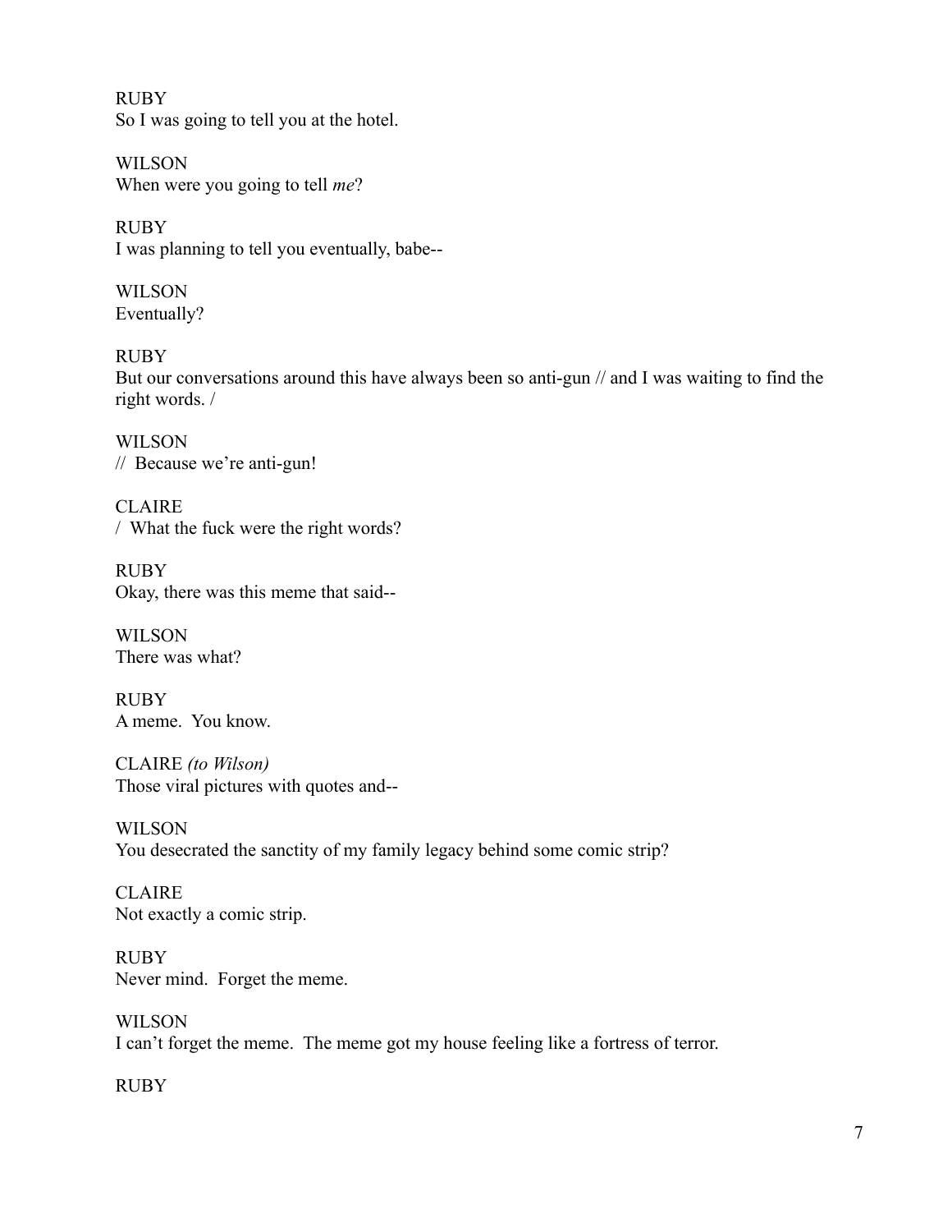RUBY
So I was going to tell you at the hotel.

WILSON
When were you going to tell *me*?

RUBY
I was planning to tell you eventually, babe--

WILSON
Eventually?

RUBY
But our conversations around this have always been so anti-gun // and I was waiting to find the right words. /

WILSON
// Because we're anti-gun!

CLAIRE
/ What the fuck were the right words?

RUBY
Okay, there was this meme that said--

WILSON
There was what?

RUBY
A meme. You know.

CLAIRE *(to Wilson)*
Those viral pictures with quotes and--

WILSON
You desecrated the sanctity of my family legacy behind some comic strip?

CLAIRE
Not exactly a comic strip.

RUBY
Never mind. Forget the meme.

WILSON
I can't forget the meme. The meme got my house feeling like a fortress of terror.

RUBY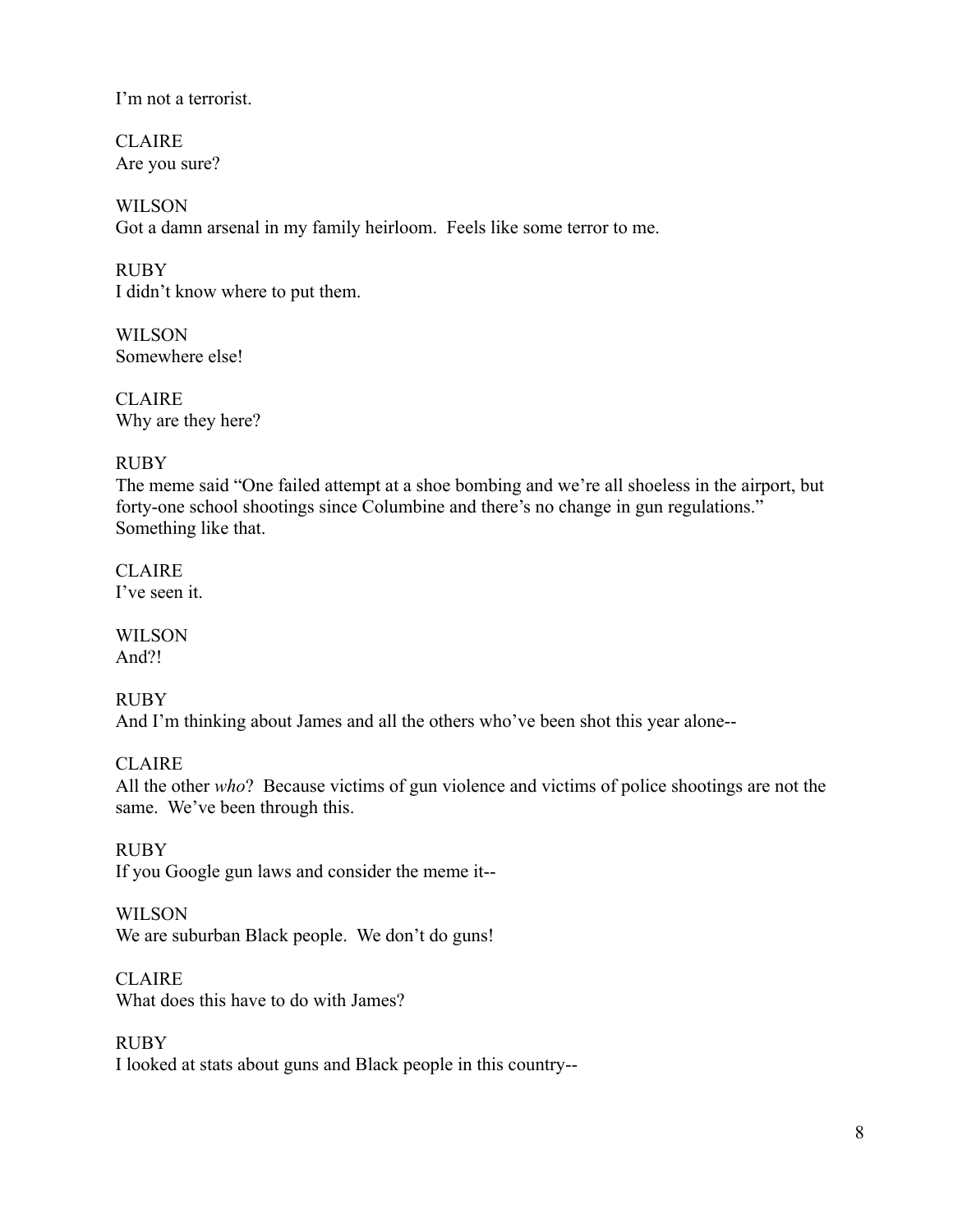I'm not a terrorist.

CLAIRE
Are you sure?

WILSON
Got a damn arsenal in my family heirloom. Feels like some terror to me.

RUBY
I didn't know where to put them.

WILSON
Somewhere else!

CLAIRE
Why are they here?

RUBY
The meme said "One failed attempt at a shoe bombing and we're all shoeless in the airport, but forty-one school shootings since Columbine and there's no change in gun regulations." Something like that.

CLAIRE
I've seen it.

WILSON
And?!

RUBY
And I'm thinking about James and all the others who've been shot this year alone--

CLAIRE
All the other *who*? Because victims of gun violence and victims of police shootings are not the same. We've been through this.

RUBY
If you Google gun laws and consider the meme it--

WILSON
We are suburban Black people. We don't do guns!

CLAIRE
What does this have to do with James?

RUBY
I looked at stats about guns and Black people in this country--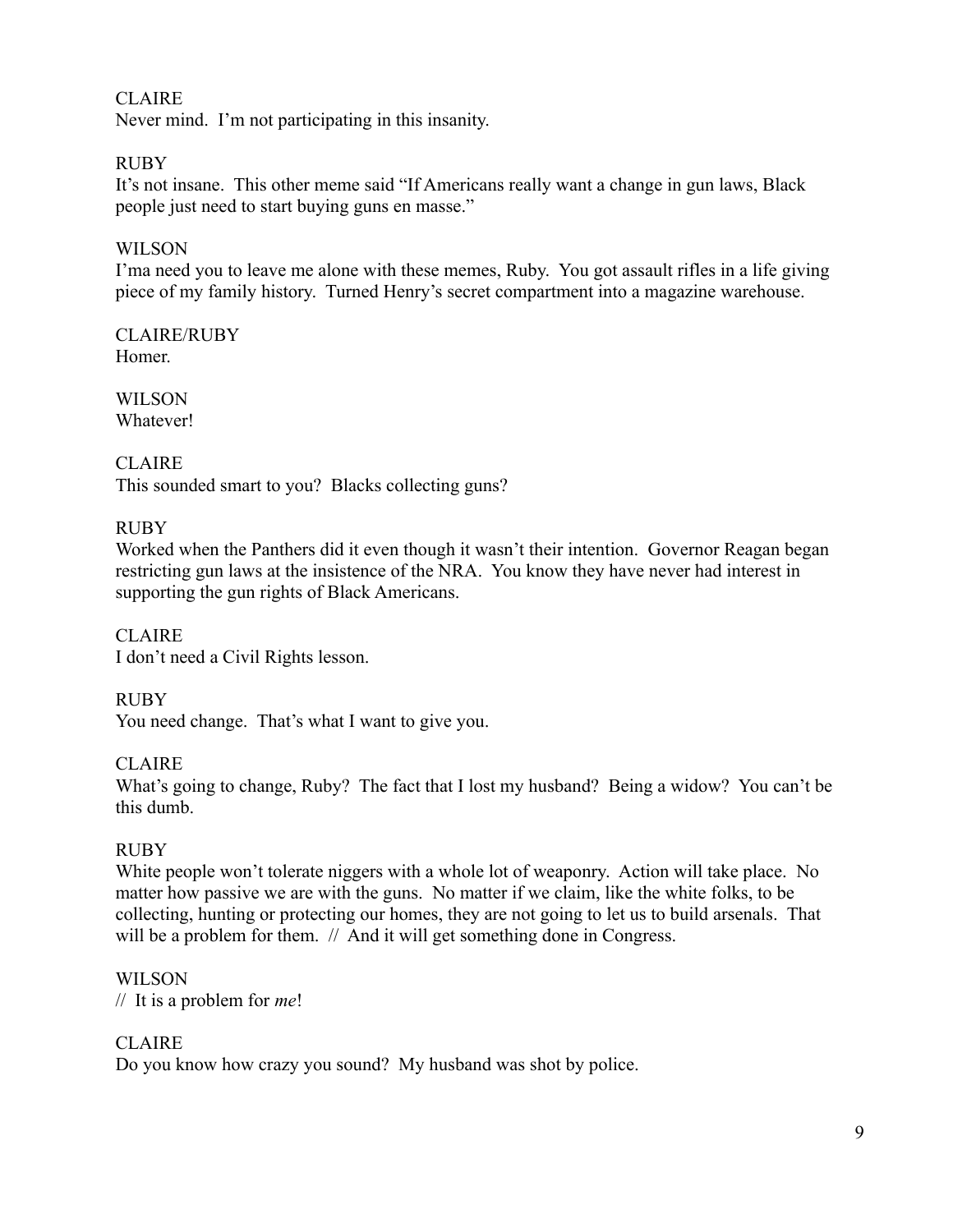CLAIRE
Never mind.  I'm not participating in this insanity.

RUBY
It's not insane.  This other meme said "If Americans really want a change in gun laws, Black people just need to start buying guns en masse."

WILSON
I'ma need you to leave me alone with these memes, Ruby.  You got assault rifles in a life giving piece of my family history.  Turned Henry's secret compartment into a magazine warehouse.

CLAIRE/RUBY
Homer.

WILSON
Whatever!

CLAIRE
This sounded smart to you?  Blacks collecting guns?

RUBY
Worked when the Panthers did it even though it wasn't their intention.  Governor Reagan began restricting gun laws at the insistence of the NRA.  You know they have never had interest in supporting the gun rights of Black Americans.

CLAIRE
I don't need a Civil Rights lesson.

RUBY
You need change.  That's what I want to give you.

CLAIRE
What's going to change, Ruby?  The fact that I lost my husband?  Being a widow?  You can't be this dumb.

RUBY
White people won't tolerate niggers with a whole lot of weaponry.  Action will take place.  No matter how passive we are with the guns.  No matter if we claim, like the white folks, to be collecting, hunting or protecting our homes, they are not going to let us to build arsenals.  That will be a problem for them.  //  And it will get something done in Congress.

WILSON
//  It is a problem for *me*!

CLAIRE
Do you know how crazy you sound?  My husband was shot by police.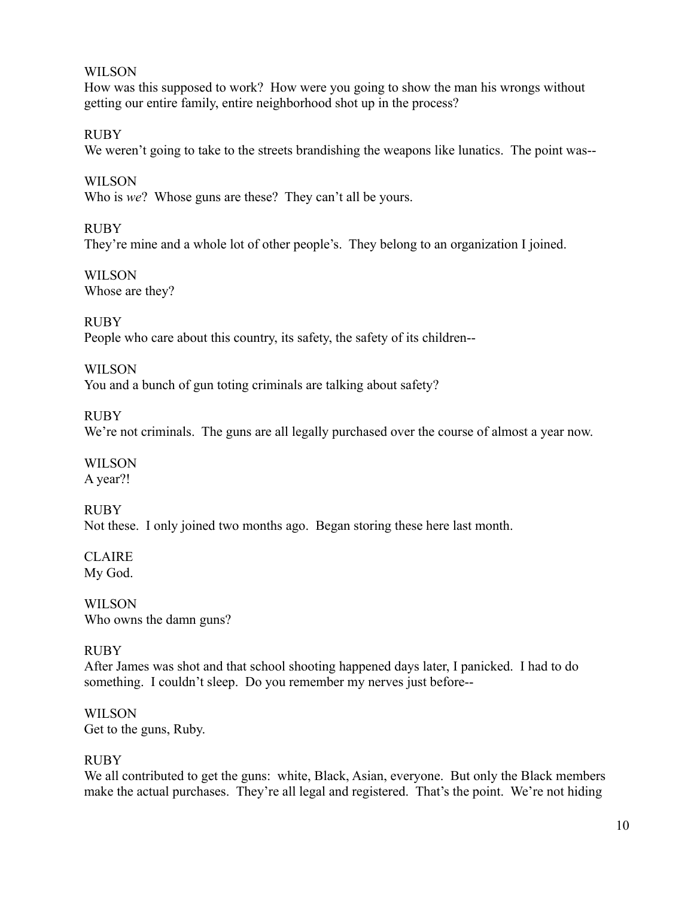WILSON
How was this supposed to work? How were you going to show the man his wrongs without getting our entire family, entire neighborhood shot up in the process?

RUBY
We weren't going to take to the streets brandishing the weapons like lunatics. The point was--

WILSON
Who is *we*? Whose guns are these? They can't all be yours.

RUBY
They're mine and a whole lot of other people's. They belong to an organization I joined.

WILSON
Whose are they?

RUBY
People who care about this country, its safety, the safety of its children--

WILSON
You and a bunch of gun toting criminals are talking about safety?

RUBY
We're not criminals. The guns are all legally purchased over the course of almost a year now.

WILSON
A year?!

RUBY
Not these. I only joined two months ago. Began storing these here last month.

CLAIRE
My God.

WILSON
Who owns the damn guns?

RUBY
After James was shot and that school shooting happened days later, I panicked. I had to do something. I couldn't sleep. Do you remember my nerves just before--

WILSON
Get to the guns, Ruby.

RUBY
We all contributed to get the guns: white, Black, Asian, everyone. But only the Black members make the actual purchases. They're all legal and registered. That's the point. We're not hiding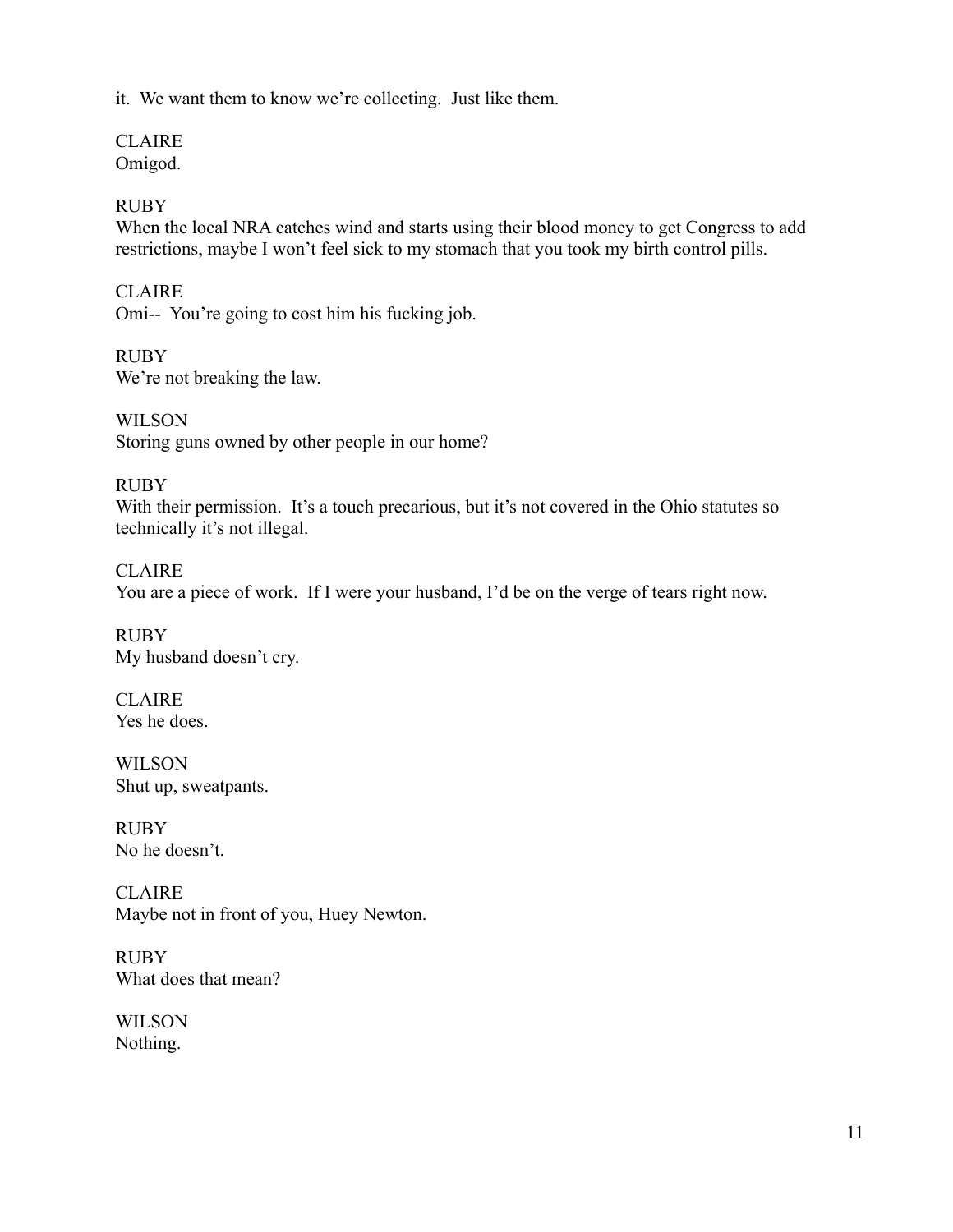it. We want them to know we're collecting. Just like them.

CLAIRE
Omigod.

RUBY
When the local NRA catches wind and starts using their blood money to get Congress to add restrictions, maybe I won't feel sick to my stomach that you took my birth control pills.

CLAIRE
Omi-- You're going to cost him his fucking job.

RUBY
We're not breaking the law.

WILSON
Storing guns owned by other people in our home?

RUBY
With their permission. It's a touch precarious, but it's not covered in the Ohio statutes so technically it's not illegal.

CLAIRE
You are a piece of work. If I were your husband, I'd be on the verge of tears right now.

RUBY
My husband doesn't cry.

CLAIRE
Yes he does.

WILSON
Shut up, sweatpants.

RUBY
No he doesn't.

CLAIRE
Maybe not in front of you, Huey Newton.

RUBY
What does that mean?

WILSON
Nothing.